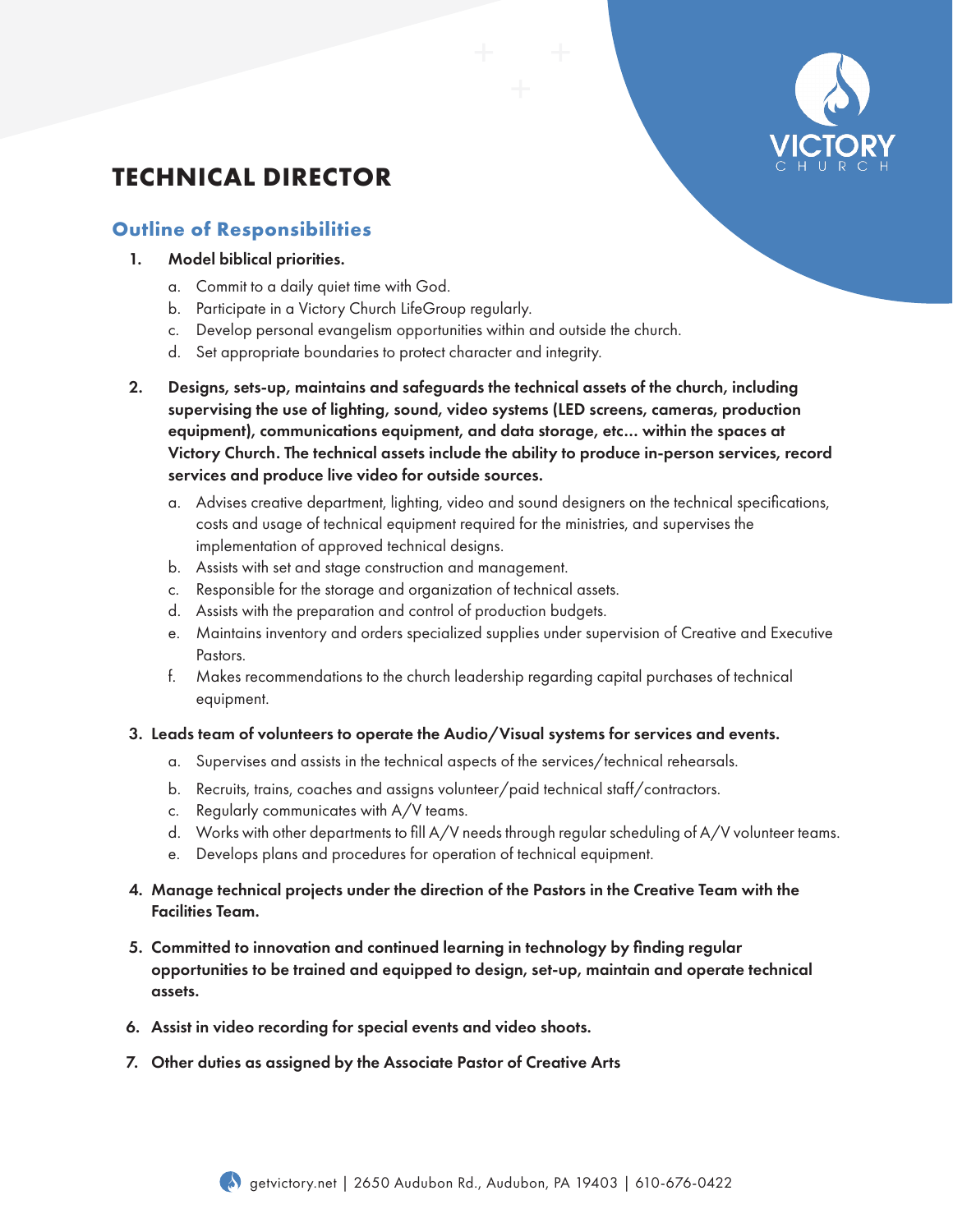# TECHNICAL DIRECTOR

## Outline of Responsibilities

1. **Model biblical priorities.**
   a. Commit to a daily quiet time with God.
   b. Participate in a Victory Church LifeGroup regularly.
   c. Develop personal evangelism opportunities within and outside the church.
   d. Set appropriate boundaries to protect character and integrity.

2. **Designs, sets-up, maintains and safeguards the technical assets of the church, including supervising the use of lighting, sound, video systems (LED screens, cameras, production equipment), communications equipment, and data storage, etc... within the spaces at Victory Church. The technical assets include the ability to produce in-person services, record services and produce live video for outside sources.**
   a. Advises creative department, lighting, video and sound designers on the technical specifications, costs and usage of technical equipment required for the ministries, and supervises the implementation of approved technical designs.
   b. Assists with set and stage construction and management.
   c. Responsible for the storage and organization of technical assets.
   d. Assists with the preparation and control of production budgets.
   e. Maintains inventory and orders specialized supplies under supervision of Creative and Executive Pastors.
   f. Makes recommendations to the church leadership regarding capital purchases of technical equipment.

3. **Leads team of volunteers to operate the Audio/Visual systems for services and events.**
   a. Supervises and assists in the technical aspects of the services/technical rehearsals.
   b. Recruits, trains, coaches and assigns volunteer/paid technical staff/contractors.
   c. Regularly communicates with A/V teams.
   d. Works with other departments to fill A/V needs through regular scheduling of A/V volunteer teams.
   e. Develops plans and procedures for operation of technical equipment.

4. **Manage technical projects under the direction of the Pastors in the Creative Team with the Facilities Team.**

5. **Committed to innovation and continued learning in technology by finding regular opportunities to be trained and equipped to design, set-up, maintain and operate technical assets.**

6. **Assist in video recording for special events and video shoots.**

7. **Other duties as assigned by the Associate Pastor of Creative Arts**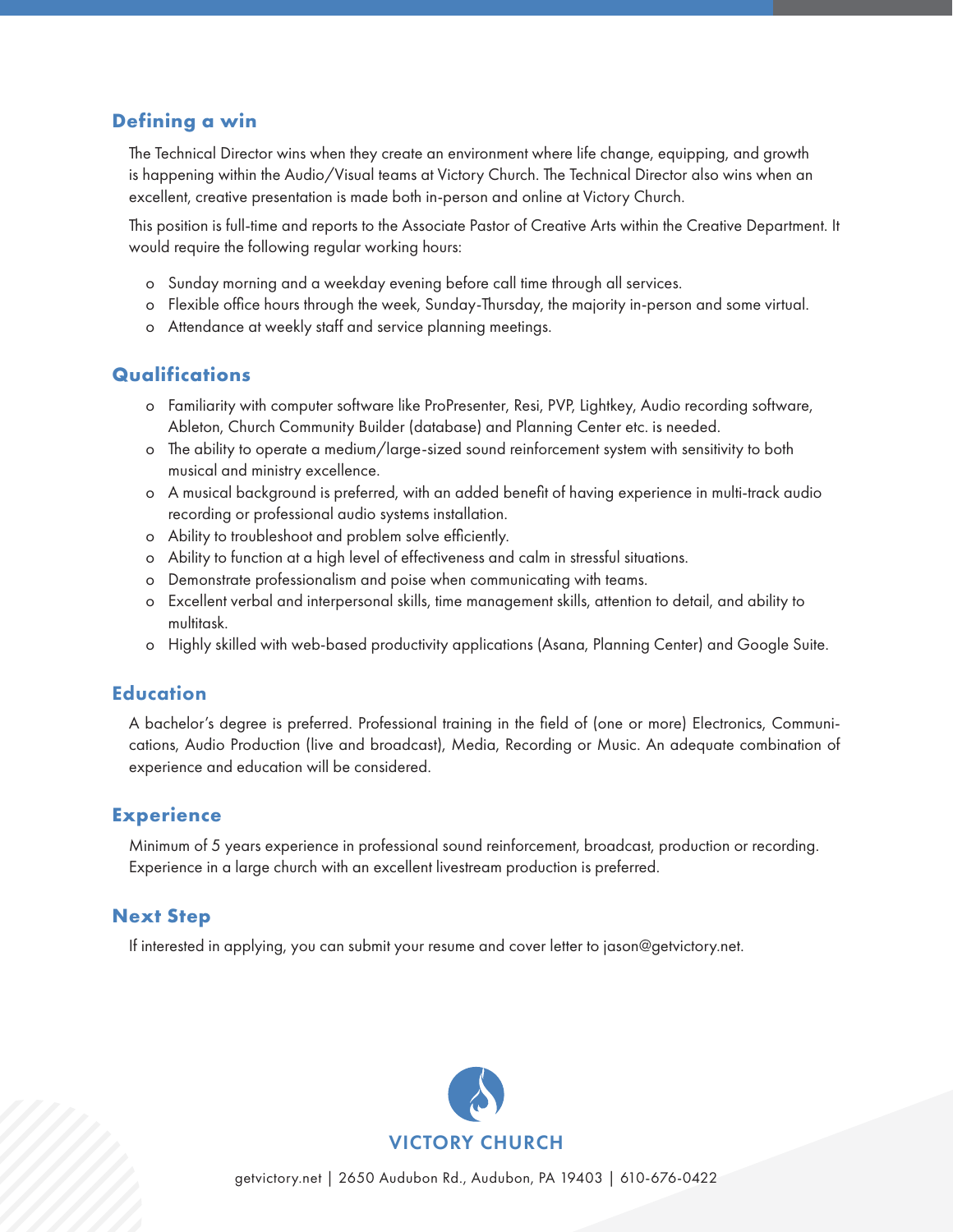## Defining a win

The Technical Director wins when they create an environment where life change, equipping, and growth is happening within the Audio/Visual teams at Victory Church. The Technical Director also wins when an excellent, creative presentation is made both in-person and online at Victory Church.

This position is full-time and reports to the Associate Pastor of Creative Arts within the Creative Department. It would require the following regular working hours:

- Sunday morning and a weekday evening before call time through all services.
- Flexible office hours through the week, Sunday-Thursday, the majority in-person and some virtual.
- Attendance at weekly staff and service planning meetings.

## Qualifications

- Familiarity with computer software like ProPresenter, Resi, PVP, Lightkey, Audio recording software, Ableton, Church Community Builder (database) and Planning Center etc. is needed.
- The ability to operate a medium/large-sized sound reinforcement system with sensitivity to both musical and ministry excellence.
- A musical background is preferred, with an added benefit of having experience in multi-track audio recording or professional audio systems installation.
- Ability to troubleshoot and problem solve efficiently.
- Ability to function at a high level of effectiveness and calm in stressful situations.
- Demonstrate professionalism and poise when communicating with teams.
- Excellent verbal and interpersonal skills, time management skills, attention to detail, and ability to multitask.
- Highly skilled with web-based productivity applications (Asana, Planning Center) and Google Suite.

## Education

A bachelor's degree is preferred. Professional training in the field of (one or more) Electronics, Communications, Audio Production (live and broadcast), Media, Recording or Music. An adequate combination of experience and education will be considered.

## Experience

Minimum of 5 years experience in professional sound reinforcement, broadcast, production or recording. Experience in a large church with an excellent livestream production is preferred.

## Next Step

If interested in applying, you can submit your resume and cover letter to jason@getvictory.net.

VICTORY CHURCH

getvictory.net | 2650 Audubon Rd., Audubon, PA 19403 | 610-676-0422